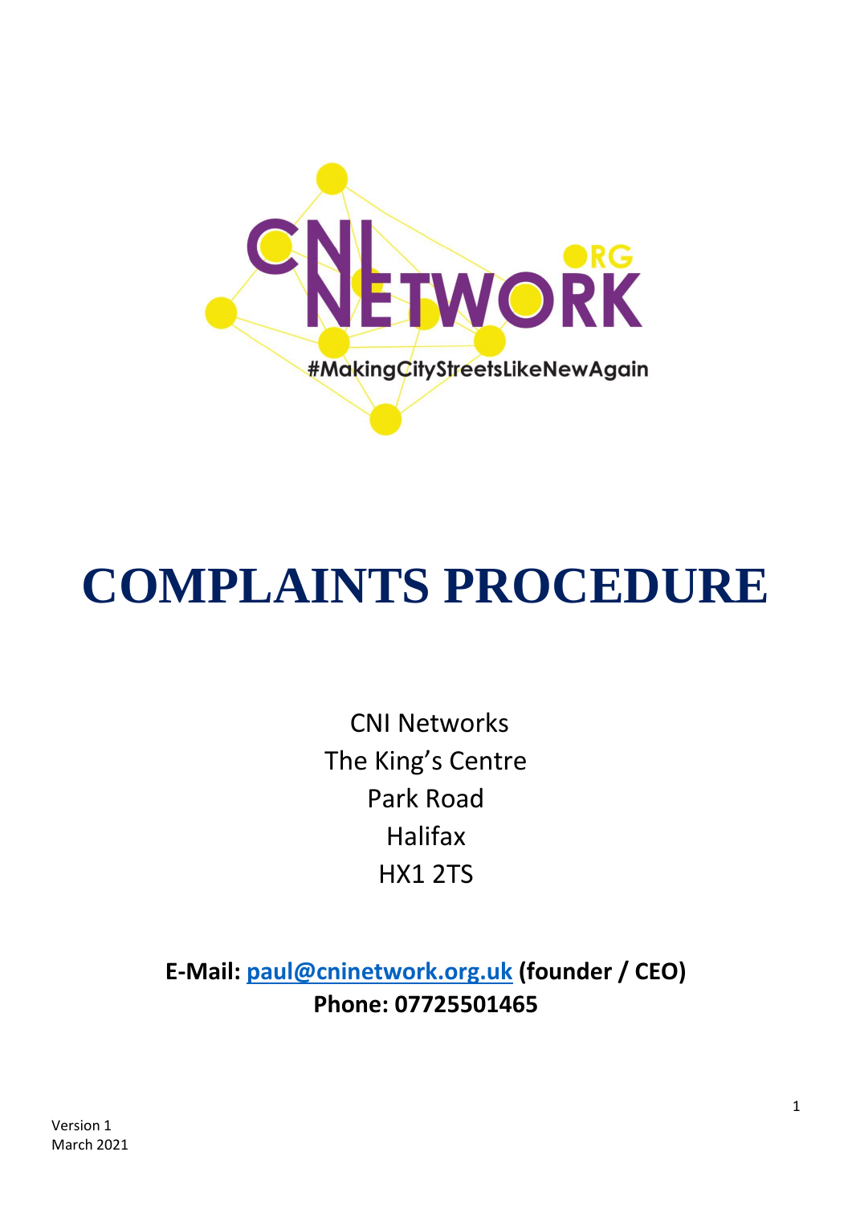# COMPLAINTS PROCEDURE

CNI Networks
The King's Centre
Park Road
Halifax
HX1 2TS

**E-Mail: paul@cninetwork.org.uk (founder / CEO)**
**Phone: 07725501465**

Version 1
March 2021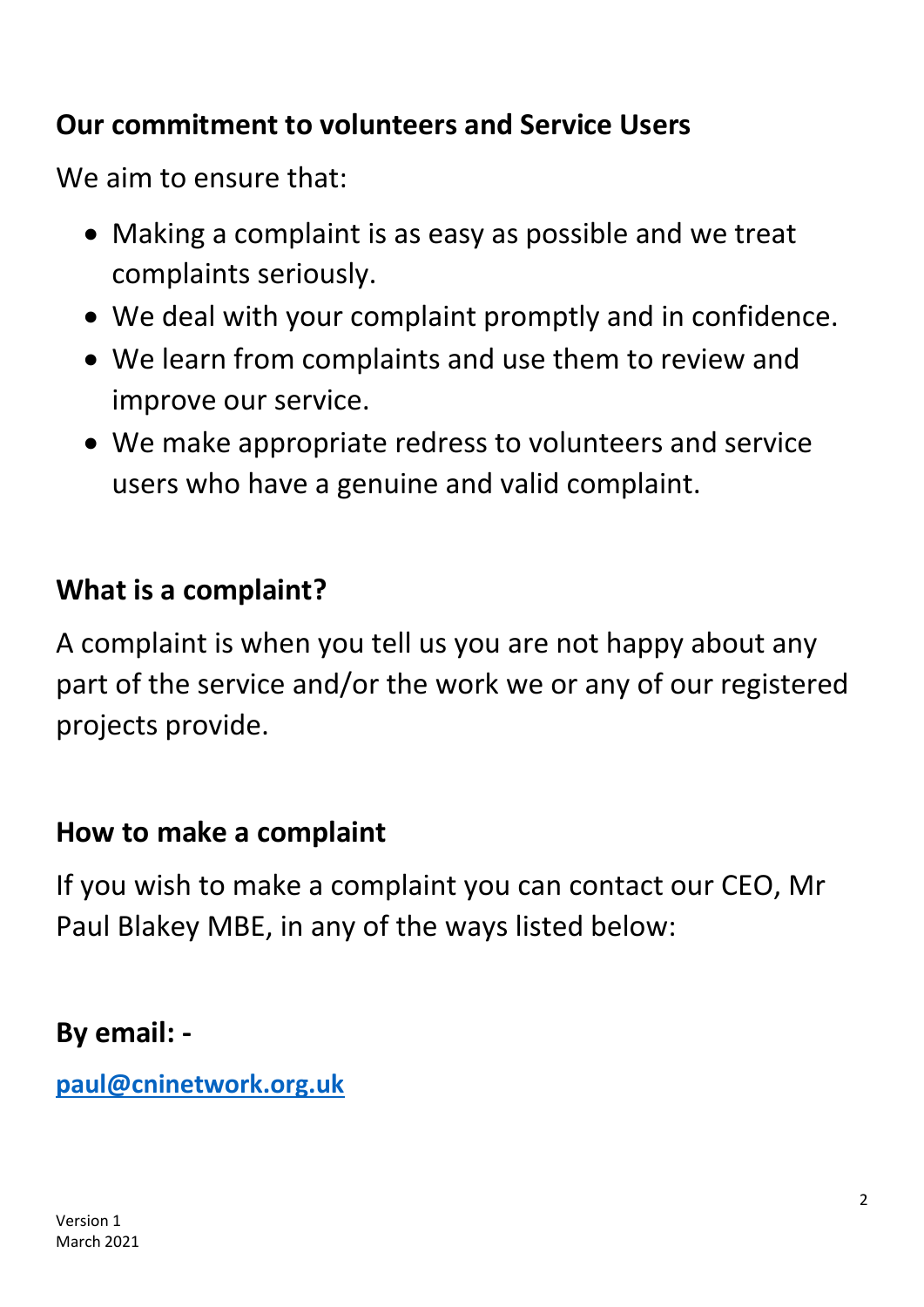## Our commitment to volunteers and Service Users

We aim to ensure that:

- Making a complaint is as easy as possible and we treat complaints seriously.
- We deal with your complaint promptly and in confidence.
- We learn from complaints and use them to review and improve our service.
- We make appropriate redress to volunteers and service users who have a genuine and valid complaint.

## What is a complaint?

A complaint is when you tell us you are not happy about any part of the service and/or the work we or any of our registered projects provide.

## How to make a complaint

If you wish to make a complaint you can contact our CEO, Mr Paul Blakey MBE, in any of the ways listed below:

**By email: -**

**paul@cninetwork.org.uk**

Version 1
March 2021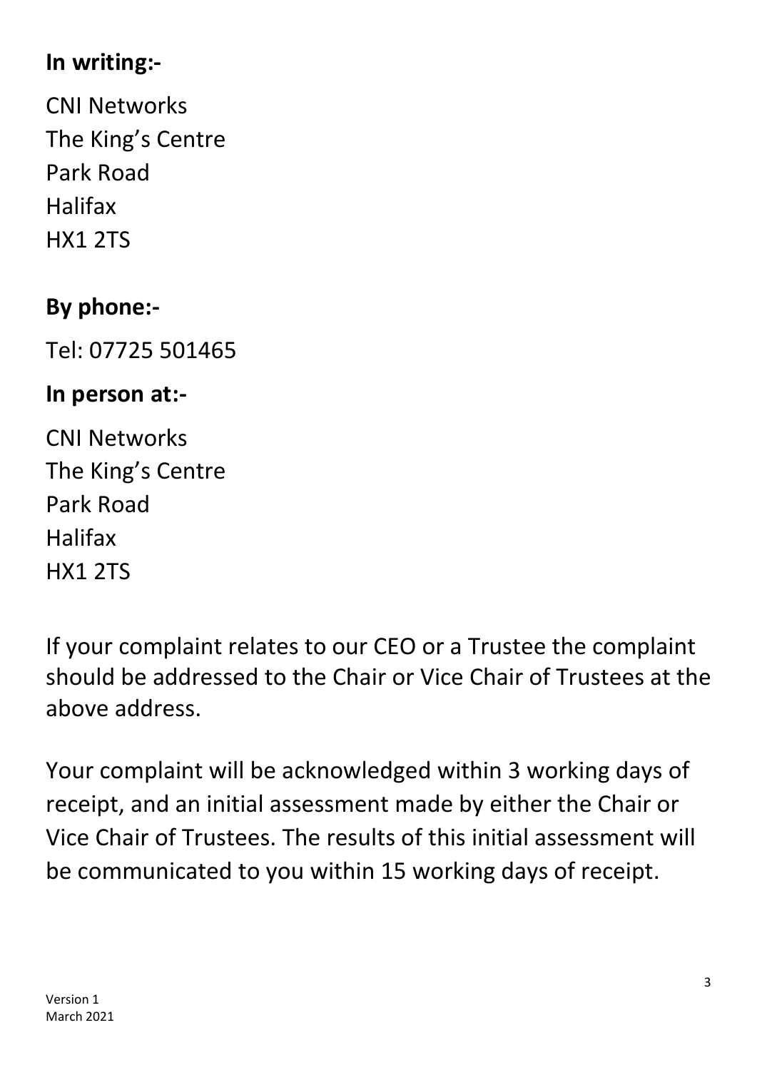**In writing:-**

CNI Networks
The King's Centre
Park Road
Halifax
HX1 2TS

**By phone:-**

Tel: 07725 501465

**In person at:-**

CNI Networks
The King's Centre
Park Road
Halifax
HX1 2TS

If your complaint relates to our CEO or a Trustee the complaint should be addressed to the Chair or Vice Chair of Trustees at the above address.

Your complaint will be acknowledged within 3 working days of receipt, and an initial assessment made by either the Chair or Vice Chair of Trustees. The results of this initial assessment will be communicated to you within 15 working days of receipt.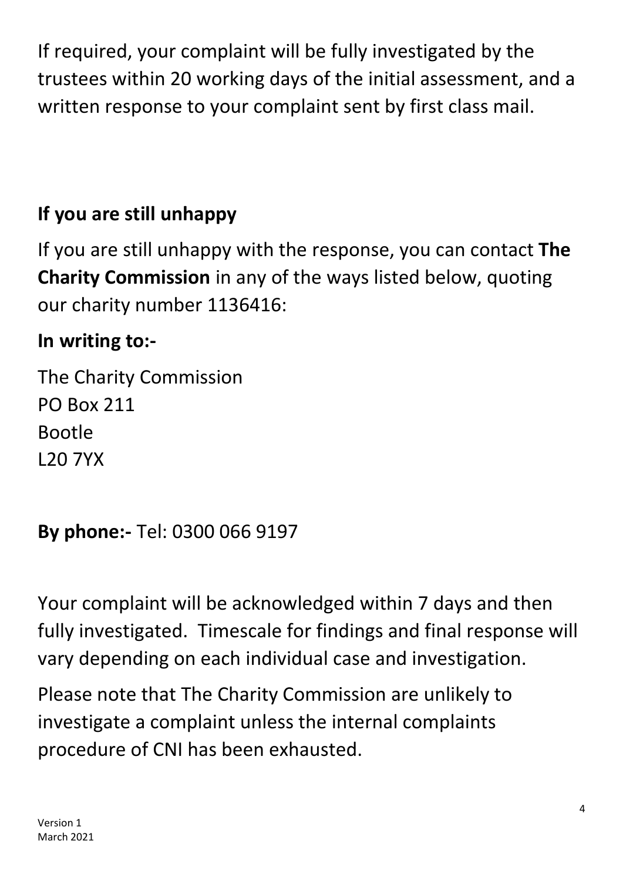If required, your complaint will be fully investigated by the trustees within 20 working days of the initial assessment, and a written response to your complaint sent by first class mail.

## If you are still unhappy

If you are still unhappy with the response, you can contact **The Charity Commission** in any of the ways listed below, quoting our charity number 1136416:

**In writing to:-**

The Charity Commission
PO Box 211
Bootle
L20 7YX

**By phone:-** Tel: 0300 066 9197

Your complaint will be acknowledged within 7 days and then fully investigated. Timescale for findings and final response will vary depending on each individual case and investigation.

Please note that The Charity Commission are unlikely to investigate a complaint unless the internal complaints procedure of CNI has been exhausted.

Version 1
March 2021